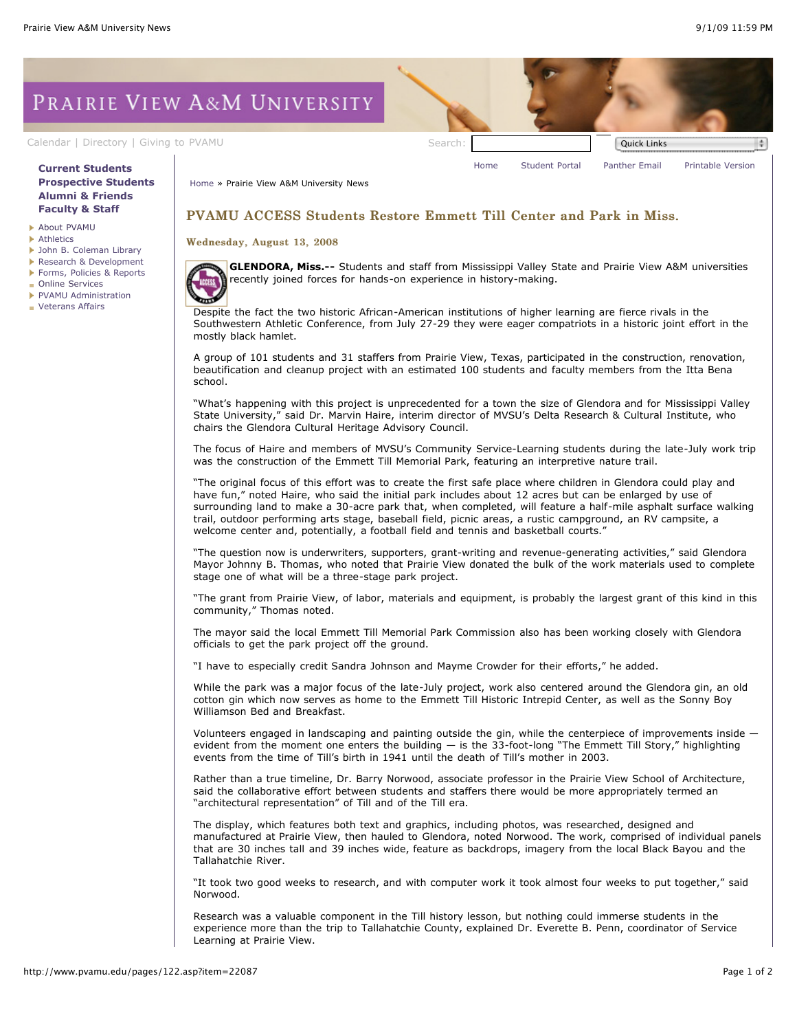# PVAMU ACCESS Students Restore Emmett Till Center and Park in Miss.

**Wednesday, August 13, 2008**

**GLENDORA, Miss.--** Students and staff from Mississippi Valley State and Prairie View A&M universities recently joined forces for hands-on experience in history-making.

Despite the fact the two historic African-American institutions of higher learning are fierce rivals in the Southwestern Athletic Conference, from July 27-29 they were eager compatriots in a historic joint effort in the mostly black hamlet.

A group of 101 students and 31 staffers from Prairie View, Texas, participated in the construction, renovation, beautification and cleanup project with an estimated 100 students and faculty members from the Itta Bena school.

"What's happening with this project is unprecedented for a town the size of Glendora and for Mississippi Valley State University," said Dr. Marvin Haire, interim director of MVSU's Delta Research & Cultural Institute, who chairs the Glendora Cultural Heritage Advisory Council.

The focus of Haire and members of MVSU's Community Service-Learning students during the late-July work trip was the construction of the Emmett Till Memorial Park, featuring an interpretive nature trail.

"The original focus of this effort was to create the first safe place where children in Glendora could play and have fun," noted Haire, who said the initial park includes about 12 acres but can be enlarged by use of surrounding land to make a 30-acre park that, when completed, will feature a half-mile asphalt surface walking trail, outdoor performing arts stage, baseball field, picnic areas, a rustic campground, an RV campsite, a welcome center and, potentially, a football field and tennis and basketball courts."

"The question now is underwriters, supporters, grant-writing and revenue-generating activities," said Glendora Mayor Johnny B. Thomas, who noted that Prairie View donated the bulk of the work materials used to complete stage one of what will be a three-stage park project.

"The grant from Prairie View, of labor, materials and equipment, is probably the largest grant of this kind in this community," Thomas noted.

The mayor said the local Emmett Till Memorial Park Commission also has been working closely with Glendora officials to get the park project off the ground.

"I have to especially credit Sandra Johnson and Mayme Crowder for their efforts," he added.

While the park was a major focus of the late-July project, work also centered around the Glendora gin, an old cotton gin which now serves as home to the Emmett Till Historic Intrepid Center, as well as the Sonny Boy Williamson Bed and Breakfast.

Volunteers engaged in landscaping and painting outside the gin, while the centerpiece of improvements inside — evident from the moment one enters the building — is the 33-foot-long "The Emmett Till Story," highlighting events from the time of Till's birth in 1941 until the death of Till's mother in 2003.

Rather than a true timeline, Dr. Barry Norwood, associate professor in the Prairie View School of Architecture, said the collaborative effort between students and staffers there would be more appropriately termed an "architectural representation" of Till and of the Till era.

The display, which features both text and graphics, including photos, was researched, designed and manufactured at Prairie View, then hauled to Glendora, noted Norwood. The work, comprised of individual panels that are 30 inches tall and 39 inches wide, feature as backdrops, imagery from the local Black Bayou and the Tallahatchie River.

"It took two good weeks to research, and with computer work it took almost four weeks to put together," said Norwood.

Research was a valuable component in the Till history lesson, but nothing could immerse students in the experience more than the trip to Tallahatchie County, explained Dr. Everette B. Penn, coordinator of Service Learning at Prairie View.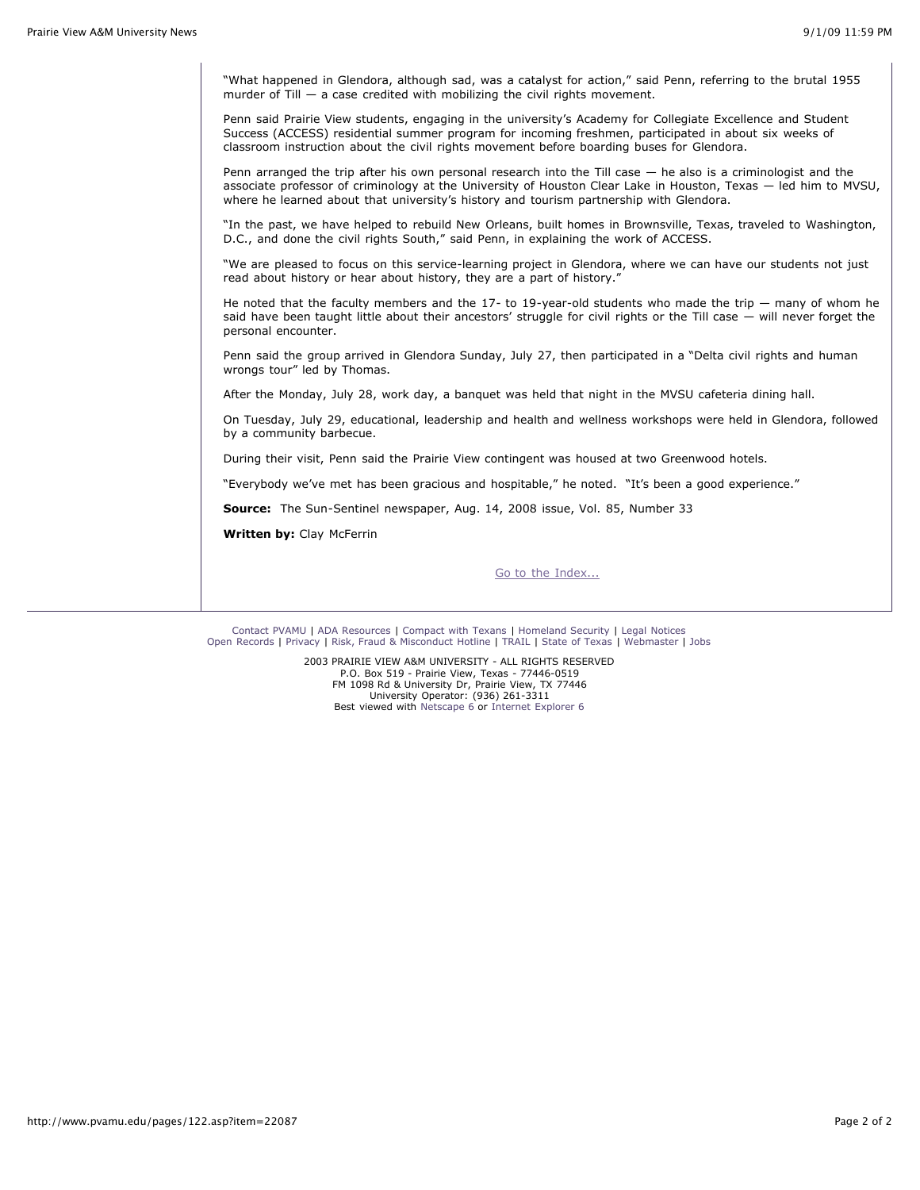"What happened in Glendora, although sad, was a catalyst for action," said Penn, referring to the brutal 1955 murder of Till — a case credited with mobilizing the civil rights movement.

Penn said Prairie View students, engaging in the university's Academy for Collegiate Excellence and Student Success (ACCESS) residential summer program for incoming freshmen, participated in about six weeks of classroom instruction about the civil rights movement before boarding buses for Glendora.

Penn arranged the trip after his own personal research into the Till case — he also is a criminologist and the associate professor of criminology at the University of Houston Clear Lake in Houston, Texas — led him to MVSU, where he learned about that university's history and tourism partnership with Glendora.

"In the past, we have helped to rebuild New Orleans, built homes in Brownsville, Texas, traveled to Washington, D.C., and done the civil rights South," said Penn, in explaining the work of ACCESS.

"We are pleased to focus on this service-learning project in Glendora, where we can have our students not just read about history or hear about history, they are a part of history."

He noted that the faculty members and the 17- to 19-year-old students who made the trip — many of whom he said have been taught little about their ancestors' struggle for civil rights or the Till case — will never forget the personal encounter.

Penn said the group arrived in Glendora Sunday, July 27, then participated in a "Delta civil rights and human wrongs tour" led by Thomas.

After the Monday, July 28, work day, a banquet was held that night in the MVSU cafeteria dining hall.

On Tuesday, July 29, educational, leadership and health and wellness workshops were held in Glendora, followed by a community barbecue.

During their visit, Penn said the Prairie View contingent was housed at two Greenwood hotels.

"Everybody we've met has been gracious and hospitable," he noted. "It's been a good experience."

**Source:** The Sun-Sentinel newspaper, Aug. 14, 2008 issue, Vol. 85, Number 33

**Written by:** Clay McFerrin

Go to the Index...

Contact PVAMU | ADA Resources | Compact with Texans | Homeland Security | Legal Notices
Open Records | Privacy | Risk, Fraud & Misconduct Hotline | TRAIL | State of Texas | Webmaster | Jobs

2003 PRAIRIE VIEW A&M UNIVERSITY - ALL RIGHTS RESERVED
P.O. Box 519 - Prairie View, Texas - 77446-0519
FM 1098 Rd & University Dr, Prairie View, TX 77446
University Operator: (936) 261-3311
Best viewed with Netscape 6 or Internet Explorer 6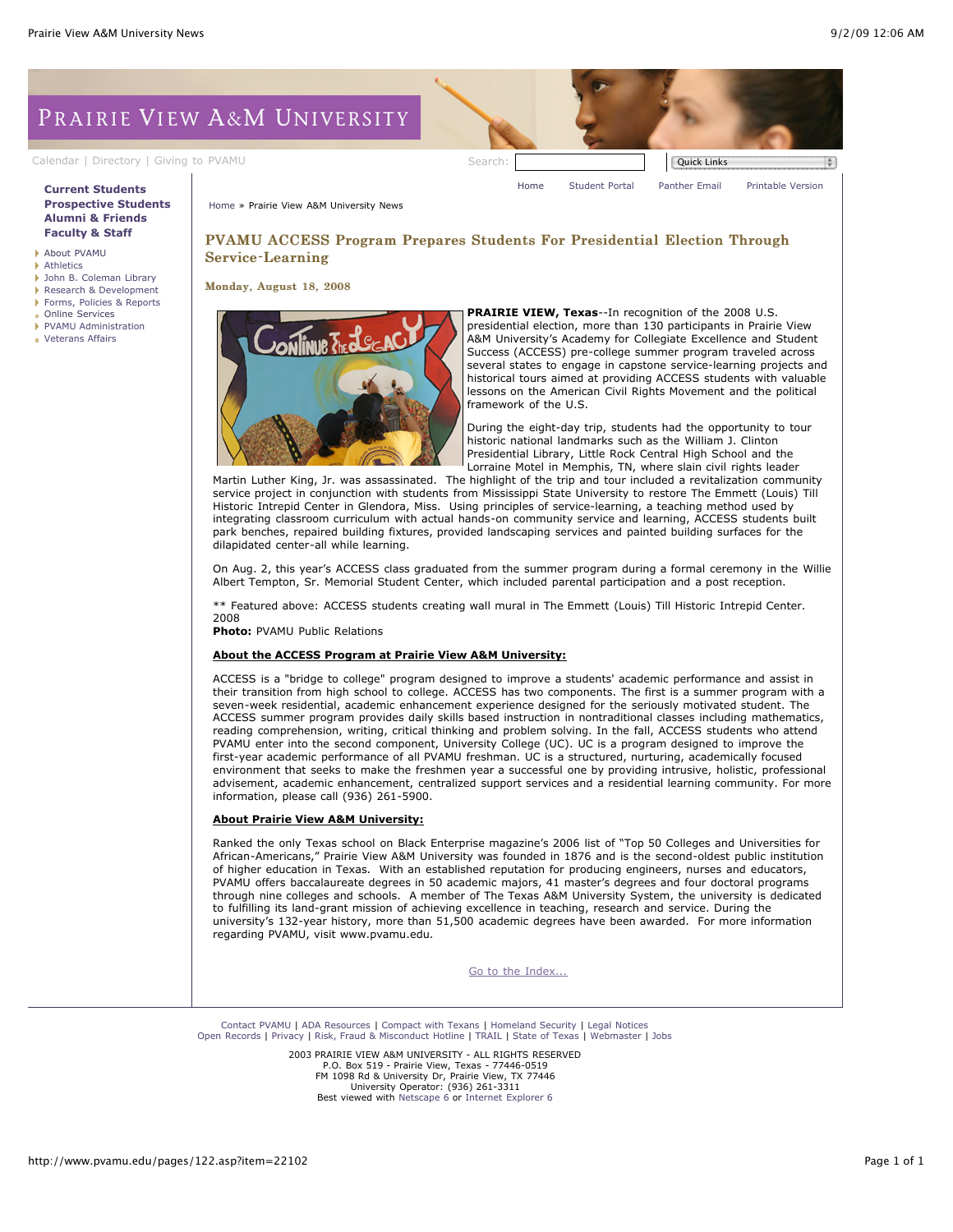# PVAMU ACCESS Program Prepares Students For Presidential Election Through Service-Learning

**Monday, August 18, 2008**

**PRAIRIE VIEW, Texas**--In recognition of the 2008 U.S. presidential election, more than 130 participants in Prairie View A&M University's Academy for Collegiate Excellence and Student Success (ACCESS) pre-college summer program traveled across several states to engage in capstone service-learning projects and historical tours aimed at providing ACCESS students with valuable lessons on the American Civil Rights Movement and the political framework of the U.S.

During the eight-day trip, students had the opportunity to tour historic national landmarks such as the William J. Clinton Presidential Library, Little Rock Central High School and the Lorraine Motel in Memphis, TN, where slain civil rights leader Martin Luther King, Jr. was assassinated. The highlight of the trip and tour included a revitalization community service project in conjunction with students from Mississippi State University to restore The Emmett (Louis) Till Historic Intrepid Center in Glendora, Miss. Using principles of service-learning, a teaching method used by integrating classroom curriculum with actual hands-on community service and learning, ACCESS students built park benches, repaired building fixtures, provided landscaping services and painted building surfaces for the dilapidated center-all while learning.

On Aug. 2, this year's ACCESS class graduated from the summer program during a formal ceremony in the Willie Albert Tempton, Sr. Memorial Student Center, which included parental participation and a post reception.

** Featured above: ACCESS students creating wall mural in The Emmett (Louis) Till Historic Intrepid Center. 2008
**Photo:** PVAMU Public Relations

**About the ACCESS Program at Prairie View A&M University:**

ACCESS is a "bridge to college" program designed to improve a students' academic performance and assist in their transition from high school to college. ACCESS has two components. The first is a summer program with a seven-week residential, academic enhancement experience designed for the seriously motivated student. The ACCESS summer program provides daily skills based instruction in nontraditional classes including mathematics, reading comprehension, writing, critical thinking and problem solving. In the fall, ACCESS students who attend PVAMU enter into the second component, University College (UC). UC is a program designed to improve the first-year academic performance of all PVAMU freshman. UC is a structured, nurturing, academically focused environment that seeks to make the freshmen year a successful one by providing intrusive, holistic, professional advisement, academic enhancement, centralized support services and a residential learning community. For more information, please call (936) 261-5900.

**About Prairie View A&M University:**

Ranked the only Texas school on Black Enterprise magazine's 2006 list of "Top 50 Colleges and Universities for African-Americans," Prairie View A&M University was founded in 1876 and is the second-oldest public institution of higher education in Texas. With an established reputation for producing engineers, nurses and educators, PVAMU offers baccalaureate degrees in 50 academic majors, 41 master's degrees and four doctoral programs through nine colleges and schools. A member of The Texas A&M University System, the university is dedicated to fulfilling its land-grant mission of achieving excellence in teaching, research and service. During the university's 132-year history, more than 51,500 academic degrees have been awarded. For more information regarding PVAMU, visit www.pvamu.edu.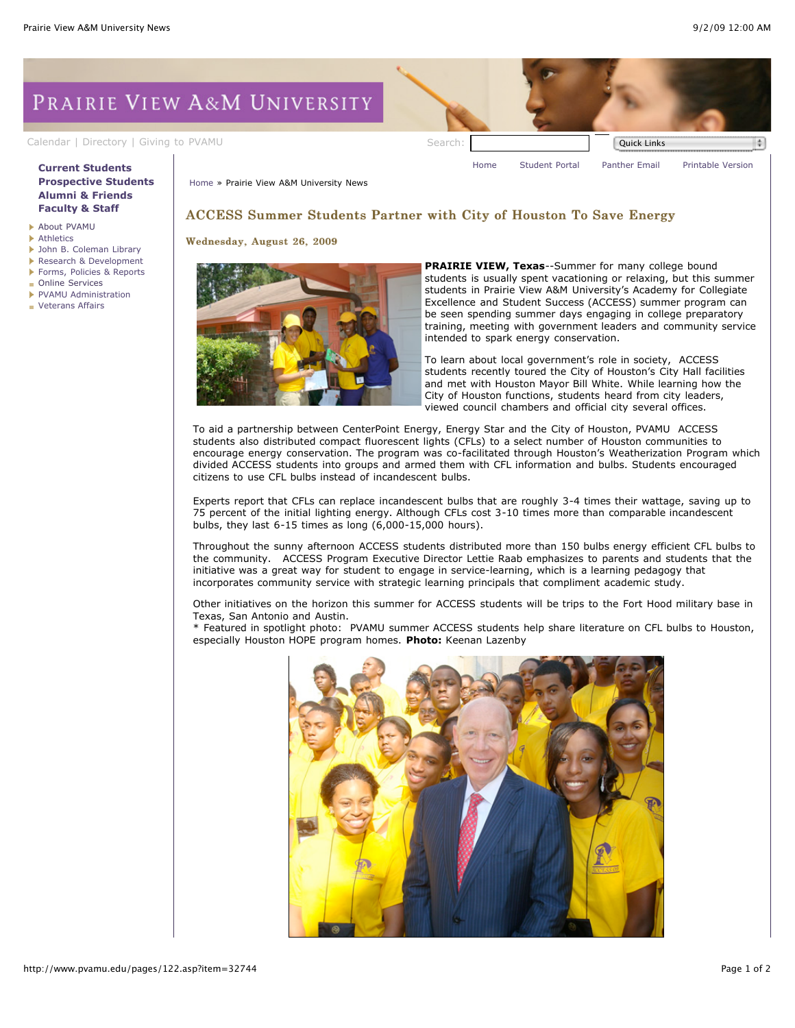# ACCESS Summer Students Partner with City of Houston To Save Energy

**Wednesday, August 26, 2009**

**PRAIRIE VIEW, Texas**--Summer for many college bound students is usually spent vacationing or relaxing, but this summer students in Prairie View A&M University's Academy for Collegiate Excellence and Student Success (ACCESS) summer program can be seen spending summer days engaging in college preparatory training, meeting with government leaders and community service intended to spark energy conservation.

To learn about local government's role in society, ACCESS students recently toured the City of Houston's City Hall facilities and met with Houston Mayor Bill White. While learning how the City of Houston functions, students heard from city leaders, viewed council chambers and official city several offices.

To aid a partnership between CenterPoint Energy, Energy Star and the City of Houston, PVAMU ACCESS students also distributed compact fluorescent lights (CFLs) to a select number of Houston communities to encourage energy conservation. The program was co-facilitated through Houston's Weatherization Program which divided ACCESS students into groups and armed them with CFL information and bulbs. Students encouraged citizens to use CFL bulbs instead of incandescent bulbs.

Experts report that CFLs can replace incandescent bulbs that are roughly 3-4 times their wattage, saving up to 75 percent of the initial lighting energy. Although CFLs cost 3-10 times more than comparable incandescent bulbs, they last 6-15 times as long (6,000-15,000 hours).

Throughout the sunny afternoon ACCESS students distributed more than 150 bulbs energy efficient CFL bulbs to the community. ACCESS Program Executive Director Lettie Raab emphasizes to parents and students that the initiative was a great way for student to engage in service-learning, which is a learning pedagogy that incorporates community service with strategic learning principals that compliment academic study.

Other initiatives on the horizon this summer for ACCESS students will be trips to the Fort Hood military base in Texas, San Antonio and Austin.

\* Featured in spotlight photo: PVAMU summer ACCESS students help share literature on CFL bulbs to Houston, especially Houston HOPE program homes. **Photo:** Keenan Lazenby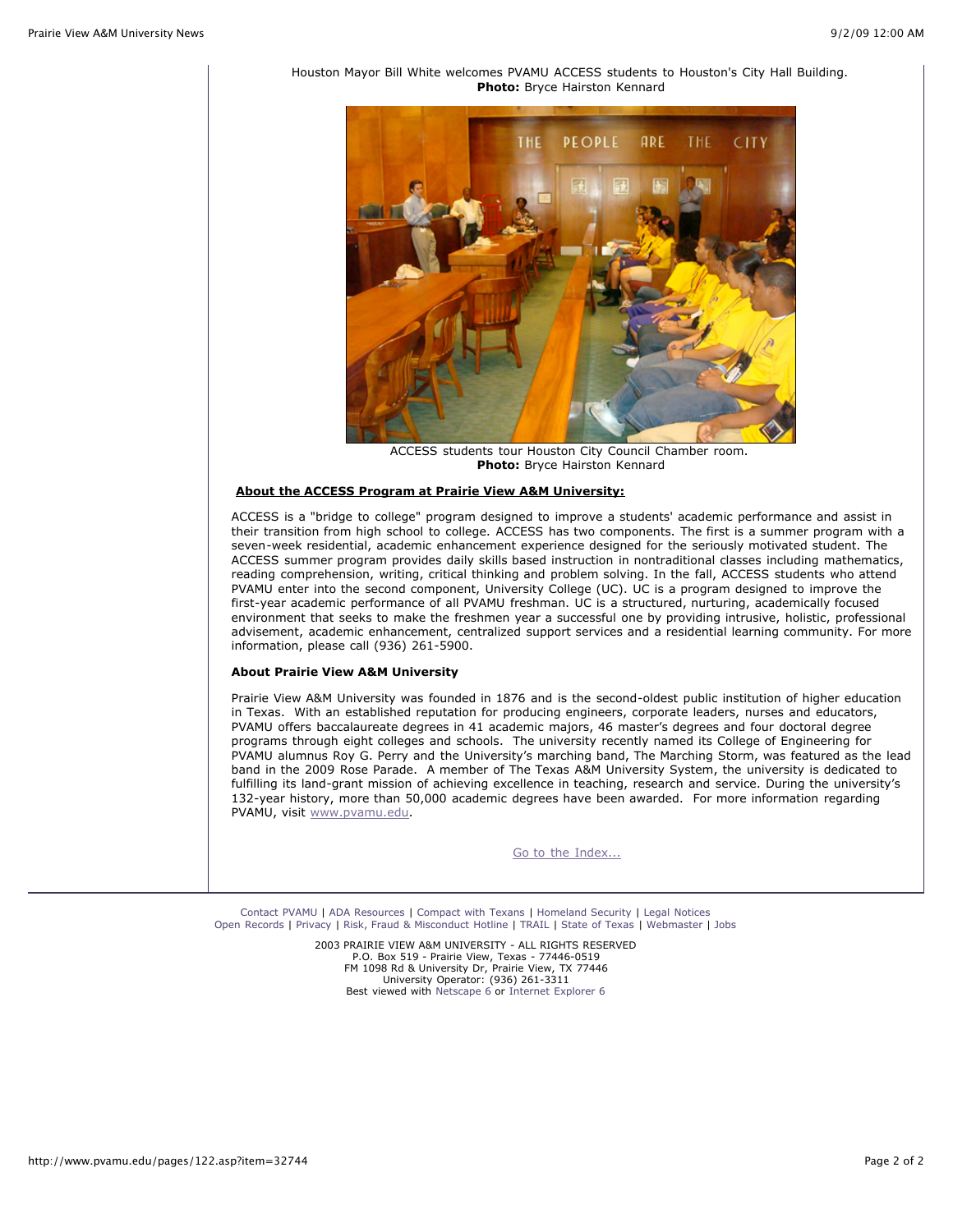Houston Mayor Bill White welcomes PVAMU ACCESS students to Houston's City Hall Building.
**Photo:** Bryce Hairston Kennard

ACCESS students tour Houston City Council Chamber room.
**Photo:** Bryce Hairston Kennard

**About the ACCESS Program at Prairie View A&M University:**

ACCESS is a "bridge to college" program designed to improve a students' academic performance and assist in their transition from high school to college. ACCESS has two components. The first is a summer program with a seven-week residential, academic enhancement experience designed for the seriously motivated student. The ACCESS summer program provides daily skills based instruction in nontraditional classes including mathematics, reading comprehension, writing, critical thinking and problem solving. In the fall, ACCESS students who attend PVAMU enter into the second component, University College (UC). UC is a program designed to improve the first-year academic performance of all PVAMU freshman. UC is a structured, nurturing, academically focused environment that seeks to make the freshmen year a successful one by providing intrusive, holistic, professional advisement, academic enhancement, centralized support services and a residential learning community. For more information, please call (936) 261-5900.

**About Prairie View A&M University**

Prairie View A&M University was founded in 1876 and is the second-oldest public institution of higher education in Texas. With an established reputation for producing engineers, corporate leaders, nurses and educators, PVAMU offers baccalaureate degrees in 41 academic majors, 46 master's degrees and four doctoral degree programs through eight colleges and schools. The university recently named its College of Engineering for PVAMU alumnus Roy G. Perry and the University's marching band, The Marching Storm, was featured as the lead band in the 2009 Rose Parade. A member of The Texas A&M University System, the university is dedicated to fulfilling its land-grant mission of achieving excellence in teaching, research and service. During the university's 132-year history, more than 50,000 academic degrees have been awarded. For more information regarding PVAMU, visit www.pvamu.edu.

Go to the Index...

Contact PVAMU | ADA Resources | Compact with Texans | Homeland Security | Legal Notices
Open Records | Privacy | Risk, Fraud & Misconduct Hotline | TRAIL | State of Texas | Webmaster | Jobs

2003 PRAIRIE VIEW A&M UNIVERSITY - ALL RIGHTS RESERVED
P.O. Box 519 - Prairie View, Texas - 77446-0519
FM 1098 Rd & University Dr, Prairie View, TX 77446
University Operator: (936) 261-3311
Best viewed with Netscape 6 or Internet Explorer 6